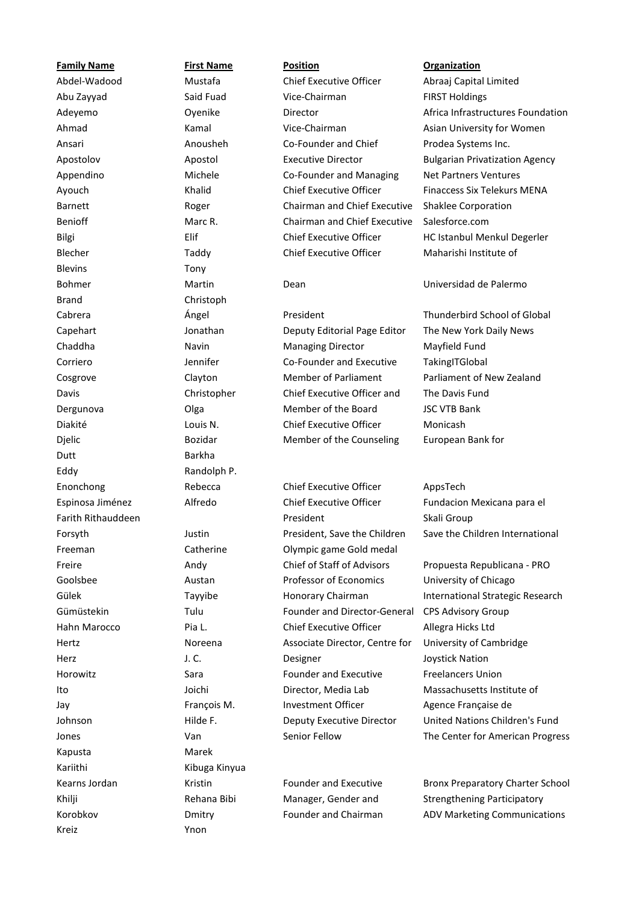| Family Name | First Name | Position | Organization |
|---|---|---|---|
| Abdel-Wadood | Mustafa | Chief Executive Officer | Abraaj Capital Limited |
| Abu Zayyad | Said Fuad | Vice-Chairman | FIRST Holdings |
| Adeyemo | Oyenike | Director | Africa Infrastructures Foundation |
| Ahmad | Kamal | Vice-Chairman | Asian University for Women |
| Ansari | Anousheh | Co-Founder and Chief | Prodea Systems Inc. |
| Apostolov | Apostol | Executive Director | Bulgarian Privatization Agency |
| Appendino | Michele | Co-Founder and Managing | Net Partners Ventures |
| Ayouch | Khalid | Chief Executive Officer | Finaccess Six Telekurs MENA |
| Barnett | Roger | Chairman and Chief Executive | Shaklee Corporation |
| Benioff | Marc R. | Chairman and Chief Executive | Salesforce.com |
| Bilgi | Elif | Chief Executive Officer | HC Istanbul Menkul Degerler |
| Blecher | Taddy | Chief Executive Officer | Maharishi Institute of |
| Blevins | Tony | | |
| Bohmer | Martin | Dean | Universidad de Palermo |
| Brand | Christoph | | |
| Cabrera | Ángel | President | Thunderbird School of Global |
| Capehart | Jonathan | Deputy Editorial Page Editor | The New York Daily News |
| Chaddha | Navin | Managing Director | Mayfield Fund |
| Corriero | Jennifer | Co-Founder and Executive | TakingITGlobal |
| Cosgrove | Clayton | Member of Parliament | Parliament of New Zealand |
| Davis | Christopher | Chief Executive Officer and | The Davis Fund |
| Dergunova | Olga | Member of the Board | JSC VTB Bank |
| Diakité | Louis N. | Chief Executive Officer | Monicash |
| Djelic | Bozidar | Member of the Counseling | European Bank for |
| Dutt | Barkha | | |
| Eddy | Randolph P. | | |
| Enonchong | Rebecca | Chief Executive Officer | AppsTech |
| Espinosa Jiménez | Alfredo | Chief Executive Officer | Fundacion Mexicana para el |
| Farith Rithauddeen | | President | Skali Group |
| Forsyth | Justin | President, Save the Children | Save the Children International |
| Freeman | Catherine | Olympic game Gold medal | |
| Freire | Andy | Chief of Staff of Advisors | Propuesta Republicana - PRO |
| Goolsbee | Austan | Professor of Economics | University of Chicago |
| Gülek | Tayyibe | Honorary Chairman | International Strategic Research |
| Gümüstekin | Tulu | Founder and Director-General | CPS Advisory Group |
| Hahn Marocco | Pia L. | Chief Executive Officer | Allegra Hicks Ltd |
| Hertz | Noreena | Associate Director, Centre for | University of Cambridge |
| Herz | J. C. | Designer | Joystick Nation |
| Horowitz | Sara | Founder and Executive | Freelancers Union |
| Ito | Joichi | Director, Media Lab | Massachusetts Institute of |
| Jay | François M. | Investment Officer | Agence Française de |
| Johnson | Hilde F. | Deputy Executive Director | United Nations Children's Fund |
| Jones | Van | Senior Fellow | The Center for American Progress |
| Kapusta | Marek | | |
| Kariithi | Kibuga Kinyua | | |
| Kearns Jordan | Kristin | Founder and Executive | Bronx Preparatory Charter School |
| Khilji | Rehana Bibi | Manager, Gender and | Strengthening Participatory |
| Korobkov | Dmitry | Founder and Chairman | ADV Marketing Communications |
| Kreiz | Ynon | | |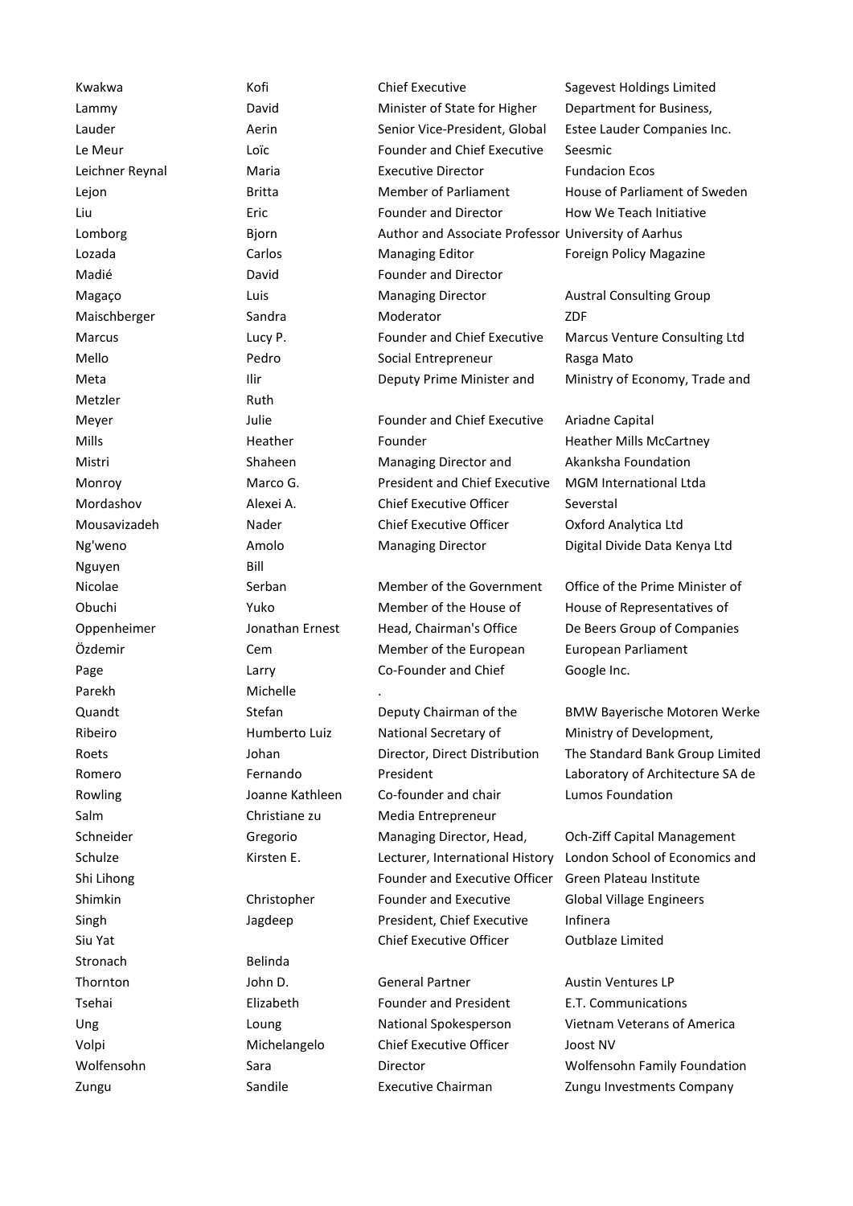| | | | |
|---|---|---|---|
| Kwakwa | Kofi | Chief Executive | Sagevest Holdings Limited |
| Lammy | David | Minister of State for Higher | Department for Business, |
| Lauder | Aerin | Senior Vice-President, Global | Estee Lauder Companies Inc. |
| Le Meur | Loïc | Founder and Chief Executive | Seesmic |
| Leichner Reynal | Maria | Executive Director | Fundacion Ecos |
| Lejon | Britta | Member of Parliament | House of Parliament of Sweden |
| Liu | Eric | Founder and Director | How We Teach Initiative |
| Lomborg | Bjorn | Author and Associate Professor | University of Aarhus |
| Lozada | Carlos | Managing Editor | Foreign Policy Magazine |
| Madié | David | Founder and Director | |
| Magaço | Luis | Managing Director | Austral Consulting Group |
| Maischberger | Sandra | Moderator | ZDF |
| Marcus | Lucy P. | Founder and Chief Executive | Marcus Venture Consulting Ltd |
| Mello | Pedro | Social Entrepreneur | Rasga Mato |
| Meta | Ilir | Deputy Prime Minister and | Ministry of Economy, Trade and |
| Metzler | Ruth | | |
| Meyer | Julie | Founder and Chief Executive | Ariadne Capital |
| Mills | Heather | Founder | Heather Mills McCartney |
| Mistri | Shaheen | Managing Director and | Akanksha Foundation |
| Monroy | Marco G. | President and Chief Executive | MGM International Ltda |
| Mordashov | Alexei A. | Chief Executive Officer | Severstal |
| Mousavizadeh | Nader | Chief Executive Officer | Oxford Analytica Ltd |
| Ng'weno | Amolo | Managing Director | Digital Divide Data Kenya Ltd |
| Nguyen | Bill | | |
| Nicolae | Serban | Member of the Government | Office of the Prime Minister of |
| Obuchi | Yuko | Member of the House of | House of Representatives of |
| Oppenheimer | Jonathan Ernest | Head, Chairman's Office | De Beers Group of Companies |
| Özdemir | Cem | Member of the European | European Parliament |
| Page | Larry | Co-Founder and Chief | Google Inc. |
| Parekh | Michelle | . | |
| Quandt | Stefan | Deputy Chairman of the | BMW Bayerische Motoren Werke |
| Ribeiro | Humberto Luiz | National Secretary of | Ministry of Development, |
| Roets | Johan | Director, Direct Distribution | The Standard Bank Group Limited |
| Romero | Fernando | President | Laboratory of Architecture SA de |
| Rowling | Joanne Kathleen | Co-founder and chair | Lumos Foundation |
| Salm | Christiane zu | Media Entrepreneur | |
| Schneider | Gregorio | Managing Director, Head, | Och-Ziff Capital Management |
| Schulze | Kirsten E. | Lecturer, International History | London School of Economics and |
| Shi Lihong | | Founder and Executive Officer | Green Plateau Institute |
| Shimkin | Christopher | Founder and Executive | Global Village Engineers |
| Singh | Jagdeep | President, Chief Executive | Infinera |
| Siu Yat | | Chief Executive Officer | Outblaze Limited |
| Stronach | Belinda | | |
| Thornton | John D. | General Partner | Austin Ventures LP |
| Tsehai | Elizabeth | Founder and President | E.T. Communications |
| Ung | Loung | National Spokesperson | Vietnam Veterans of America |
| Volpi | Michelangelo | Chief Executive Officer | Joost NV |
| Wolfensohn | Sara | Director | Wolfensohn Family Foundation |
| Zungu | Sandile | Executive Chairman | Zungu Investments Company |